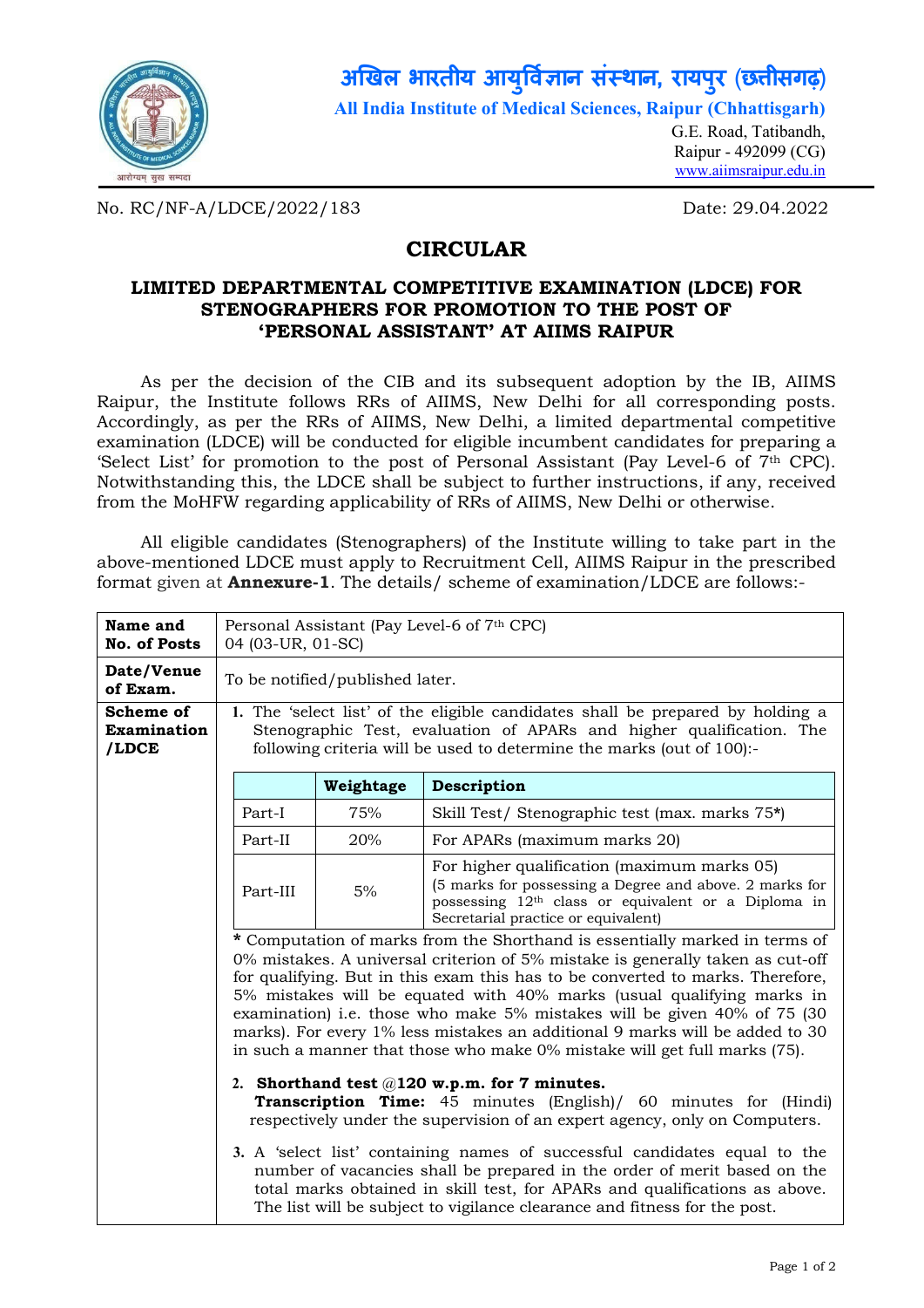# अखिल भारतीय आयुर्विज्ञान संस्थान, रायपुर (छत्तीसगढ़)

**All India Institute of Medical Sciences, Raipur (Chhattisgarh)**

G.E. Road, Tatibandh,
Raipur - 492099 (CG)
www.aiimsraipur.edu.in

No. RC/NF-A/LDCE/2022/183 Date: 29.04.2022

## CIRCULAR

### LIMITED DEPARTMENTAL COMPETITIVE EXAMINATION (LDCE) FOR STENOGRAPHERS FOR PROMOTION TO THE POST OF 'PERSONAL ASSISTANT' AT AIIMS RAIPUR

As per the decision of the CIB and its subsequent adoption by the IB, AIIMS Raipur, the Institute follows RRs of AIIMS, New Delhi for all corresponding posts. Accordingly, as per the RRs of AIIMS, New Delhi, a limited departmental competitive examination (LDCE) will be conducted for eligible incumbent candidates for preparing a 'Select List' for promotion to the post of Personal Assistant (Pay Level-6 of 7th CPC). Notwithstanding this, the LDCE shall be subject to further instructions, if any, received from the MoHFW regarding applicability of RRs of AIIMS, New Delhi or otherwise.

All eligible candidates (Stenographers) of the Institute willing to take part in the above-mentioned LDCE must apply to Recruitment Cell, AIIMS Raipur in the prescribed format given at **Annexure-1**. The details/ scheme of examination/LDCE are follows:-

| **Name and No. of Posts** | Personal Assistant (Pay Level-6 of 7th CPC)<br>04 (03-UR, 01-SC) |
|---|---|
| **Date/Venue of Exam.** | To be notified/published later. |
| **Scheme of Examination /LDCE** | **1.** The 'select list' of the eligible candidates shall be prepared by holding a Stenographic Test, evaluation of APARs and higher qualification. The following criteria will be used to determine the marks (out of 100):- |

| | Weightage | Description |
|---|---|---|
| Part-I | 75% | Skill Test/ Stenographic test (max. marks 75*) |
| Part-II | 20% | For APARs (maximum marks 20) |
| Part-III | 5% | For higher qualification (maximum marks 05) (5 marks for possessing a Degree and above. 2 marks for possessing 12th class or equivalent or a Diploma in Secretarial practice or equivalent) |

* Computation of marks from the Shorthand is essentially marked in terms of 0% mistakes. A universal criterion of 5% mistake is generally taken as cut-off for qualifying. But in this exam this has to be converted to marks. Therefore, 5% mistakes will be equated with 40% marks (usual qualifying marks in examination) i.e. those who make 5% mistakes will be given 40% of 75 (30 marks). For every 1% less mistakes an additional 9 marks will be added to 30 in such a manner that those who make 0% mistake will get full marks (75).

**2. Shorthand test @120 w.p.m. for 7 minutes.**
**Transcription Time:** 45 minutes (English)/ 60 minutes for (Hindi) respectively under the supervision of an expert agency, only on Computers.

**3.** A 'select list' containing names of successful candidates equal to the number of vacancies shall be prepared in the order of merit based on the total marks obtained in skill test, for APARs and qualifications as above. The list will be subject to vigilance clearance and fitness for the post.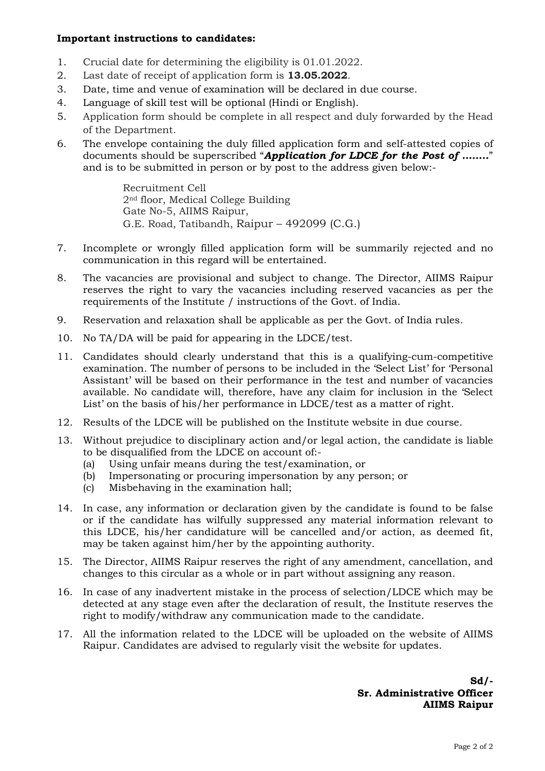**Important instructions to candidates:**

1. Crucial date for determining the eligibility is 01.01.2022.
2. Last date of receipt of application form is **13.05.2022**.
3. Date, time and venue of examination will be declared in due course.
4. Language of skill test will be optional (Hindi or English).
5. Application form should be complete in all respect and duly forwarded by the Head of the Department.
6. The envelope containing the duly filled application form and self-attested copies of documents should be superscribed "***Application for LDCE for the Post of ……..***" and is to be submitted in person or by post to the address given below:-

   Recruitment Cell
   2nd floor, Medical College Building
   Gate No-5, AIIMS Raipur,
   G.E. Road, Tatibandh, Raipur – 492099 (C.G.)

7. Incomplete or wrongly filled application form will be summarily rejected and no communication in this regard will be entertained.
8. The vacancies are provisional and subject to change. The Director, AIIMS Raipur reserves the right to vary the vacancies including reserved vacancies as per the requirements of the Institute / instructions of the Govt. of India.
9. Reservation and relaxation shall be applicable as per the Govt. of India rules.
10. No TA/DA will be paid for appearing in the LDCE/test.
11. Candidates should clearly understand that this is a qualifying-cum-competitive examination. The number of persons to be included in the 'Select List' for 'Personal Assistant' will be based on their performance in the test and number of vacancies available. No candidate will, therefore, have any claim for inclusion in the 'Select List' on the basis of his/her performance in LDCE/test as a matter of right.
12. Results of the LDCE will be published on the Institute website in due course.
13. Without prejudice to disciplinary action and/or legal action, the candidate is liable to be disqualified from the LDCE on account of:-
    (a) Using unfair means during the test/examination, or
    (b) Impersonating or procuring impersonation by any person; or
    (c) Misbehaving in the examination hall;
14. In case, any information or declaration given by the candidate is found to be false or if the candidate has wilfully suppressed any material information relevant to this LDCE, his/her candidature will be cancelled and/or action, as deemed fit, may be taken against him/her by the appointing authority.
15. The Director, AIIMS Raipur reserves the right of any amendment, cancellation, and changes to this circular as a whole or in part without assigning any reason.
16. In case of any inadvertent mistake in the process of selection/LDCE which may be detected at any stage even after the declaration of result, the Institute reserves the right to modify/withdraw any communication made to the candidate.
17. All the information related to the LDCE will be uploaded on the website of AIIMS Raipur. Candidates are advised to regularly visit the website for updates.

**Sd/-**
**Sr. Administrative Officer**
**AIIMS Raipur**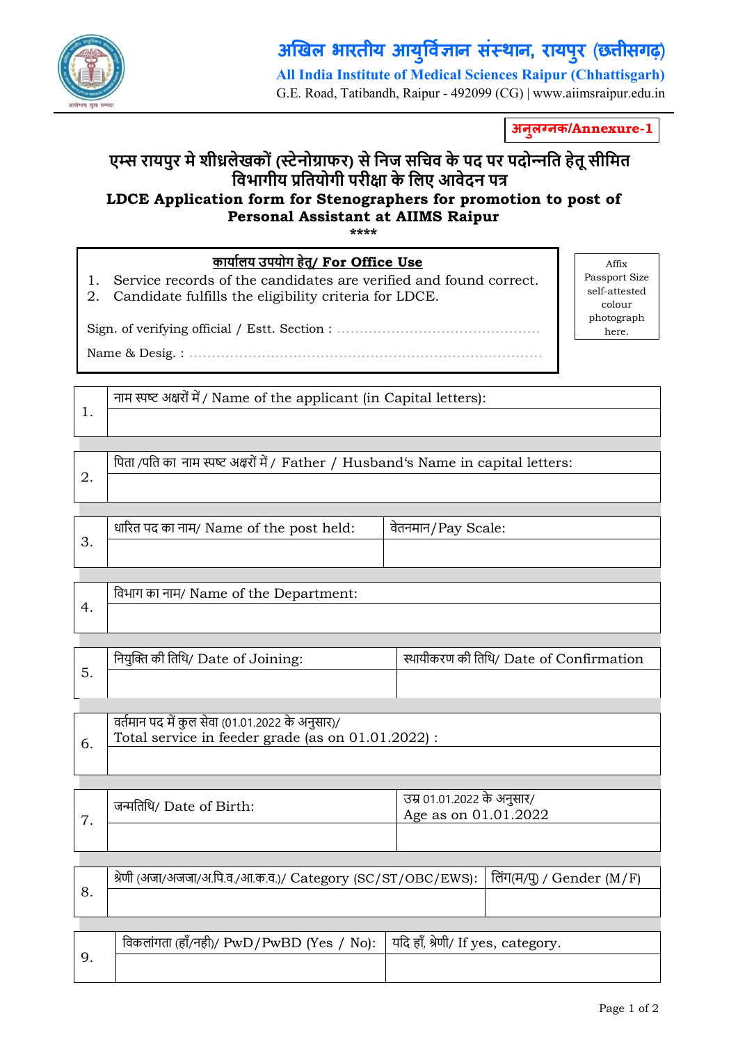# अखिल भारतीय आयुर्विज्ञान संस्थान, रायपुर (छत्तीसगढ़)

**All India Institute of Medical Sciences Raipur (Chhattisgarh)**

G.E. Road, Tatibandh, Raipur - 492099 (CG) | www.aiimsraipur.edu.in

**अनुलग्नक/Annexure-1**

## एम्स रायपुर मे शीघ्रलेखकों (स्टेनोग्राफर) से निज सचिव के पद पर पदोन्नति हेतू सीमित विभागीय प्रतियोगी परीक्षा के लिए आवेदन पत्र

## LDCE Application form for Stenographers for promotion to post of Personal Assistant at AIIMS Raipur

\*\*\*\*

**कार्यालय उपयोग हेतु/ For Office Use**

1. Service records of the candidates are verified and found correct.
2. Candidate fulfills the eligibility criteria for LDCE.

Sign. of verifying official / Estt. Section : ..............................................

Name & Desig. : ..............................................................................

Affix Passport Size self-attested colour photograph here.

| | | |
|---|---|---|
| 1. | नाम स्पष्ट अक्षरों में / Name of the applicant (in Capital letters): | |
| 2. | पिता /पति का नाम स्पष्ट अक्षरों में / Father / Husband's Name in capital letters: | |
| 3. | धारित पद का नाम/ Name of the post held: | वेतनमान/Pay Scale: |
| 4. | विभाग का नाम/ Name of the Department: | |
| 5. | नियुक्ति की तिथि/ Date of Joining: | स्थायीकरण की तिथि/ Date of Confirmation |
| 6. | वर्तमान पद में कुल सेवा (01.01.2022 के अनुसार)/ Total service in feeder grade (as on 01.01.2022) : | |
| 7. | जन्मतिथि/ Date of Birth: | उम्र 01.01.2022 के अनुसार/ Age as on 01.01.2022 |
| 8. | श्रेणी (अजा/अजजा/अ.पि.व./आ.क.व.)/ Category (SC/ST/OBC/EWS): | लिंग(म/पु) / Gender (M/F) |
| 9. | विकलांगता (हाँ/नही)/ PwD/PwBD (Yes / No): | यदि हाँ, श्रेणी/ If yes, category. |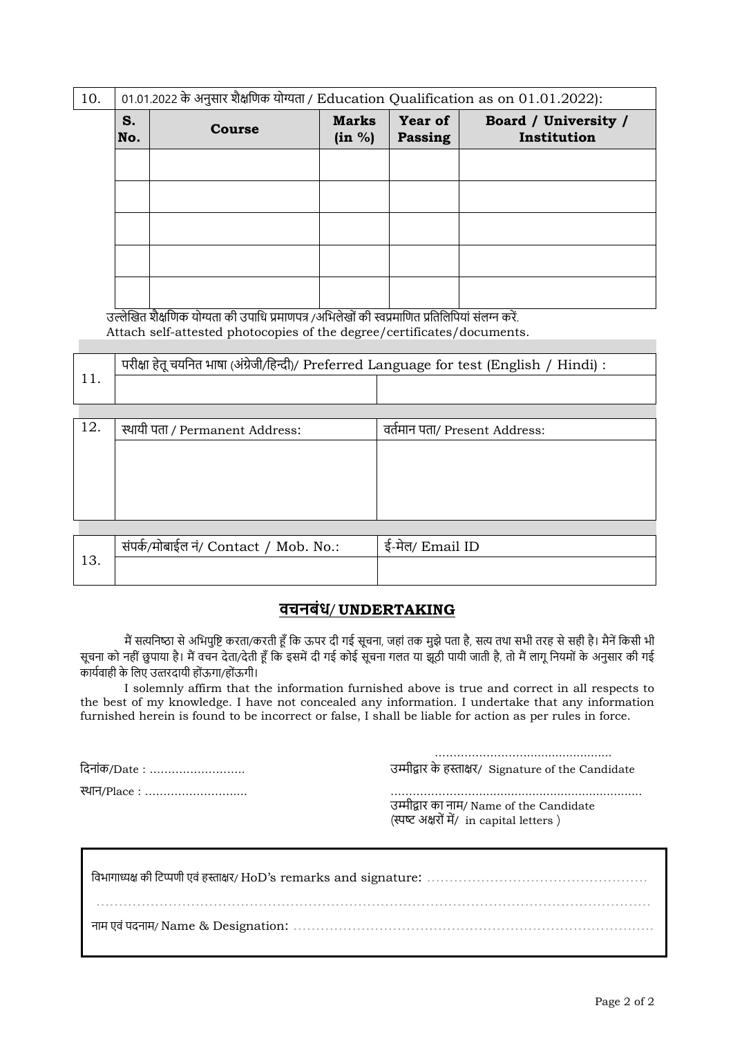| 10. | 01.01.2022 के अनुसार शैक्षणिक योग्यता / Education Qualification as on 01.01.2022): | | | |
|---|---|---|---|---|
| **S. No.** | **Course** | **Marks (in %)** | **Year of Passing** | **Board / University / Institution** |
| | | | | |
| | | | | |
| | | | | |
| | | | | |
| | | | | |

उल्लेखित शैक्षणिक योग्यता की उपाधि प्रमाणपत्र /अभिलेखों की स्वप्रमाणित प्रतिलिपियां संलग्न करें.
Attach self-attested photocopies of the degree/certificates/documents.

| 11. | परीक्षा हेतू चयनित भाषा (अंग्रेजी/हिन्दी)/ Preferred Language for test (English / Hindi) : | |
|---|---|---|
| | | |

| 12. | स्थायी पता / Permanent Address: | वर्तमान पता/ Present Address: |
|---|---|---|
| | | |

| 13. | संपर्क/मोबाईल नं/ Contact / Mob. No.: | ई-मेल/ Email ID |
|---|---|---|
| | | |

## वचनबंध/ UNDERTAKING

मैं सत्यनिष्ठा से अभिपुष्टि करता/करती हूँ कि ऊपर दी गई सूचना, जहां तक मुझे पता है, सत्य तथा सभी तरह से सही है। मैनें किसी भी सूचना को नहीं छुपाया है। मैं वचन देता/देती हूँ कि इसमें दी गई कोई सूचना गलत या झूठी पायी जाती है, तो मैं लागू नियमों के अनुसार की गई कार्यवाही के लिए उत्तरदायी होंऊगा/होंऊगी।

I solemnly affirm that the information furnished above is true and correct in all respects to the best of my knowledge. I have not concealed any information. I undertake that any information furnished herein is found to be incorrect or false, I shall be liable for action as per rules in force.

दिनांक/Date : ……………………

स्थान/Place : ……………………

……………………………………
उम्मीद्वार के हस्ताक्षर/ Signature of the Candidate

……………………………………
उम्मीद्वार का नाम/ Name of the Candidate
(स्पष्ट अक्षरों में/ in capital letters )

विभागाध्यक्ष की टिप्पणी एवं हस्ताक्षर/ HoD's remarks and signature: ……………………………………

……………………………………………………………………………

नाम एवं पदनाम/ Name & Designation: ……………………………………